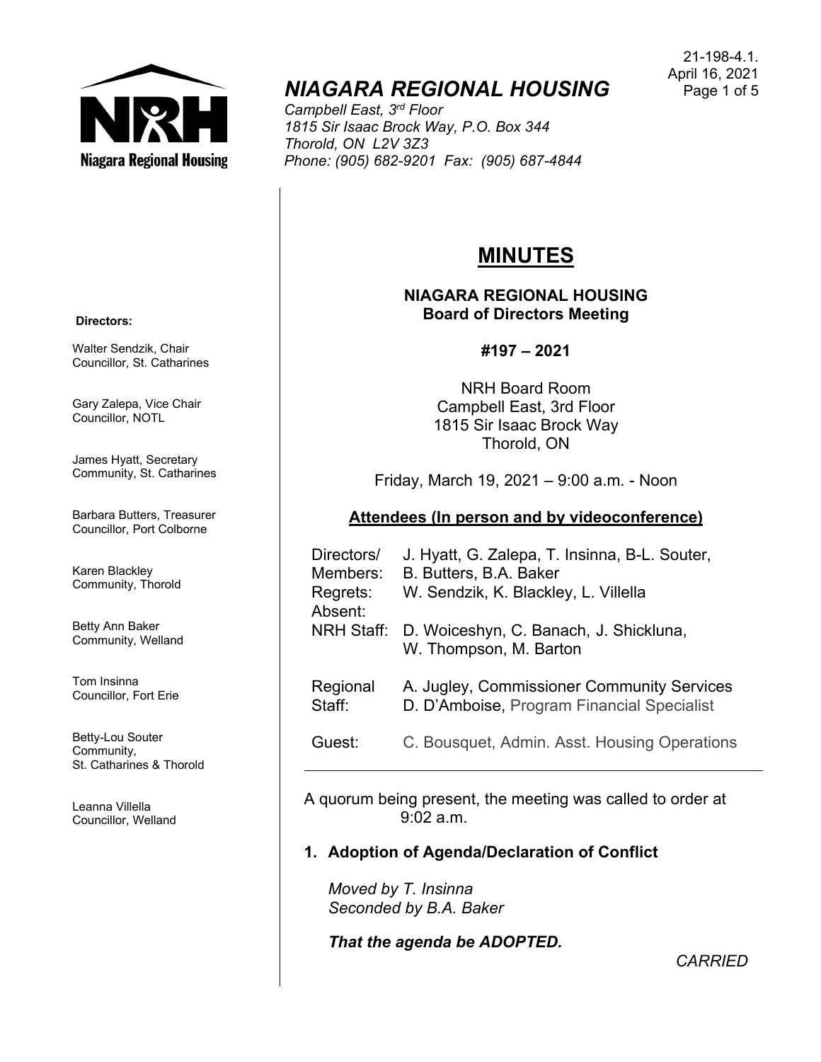21-198-4.1.
April 16, 2021

# NIAGARA REGIONAL HOUSING

*Campbell East, 3rd Floor*
*1815 Sir Isaac Brock Way, P.O. Box 344*
*Thorold, ON L2V 3Z3*
*Phone: (905) 682-9201 Fax: (905) 687-4844*

**Directors:**

Walter Sendzik, Chair
Councillor, St. Catharines

Gary Zalepa, Vice Chair
Councillor, NOTL

James Hyatt, Secretary
Community, St. Catharines

Barbara Butters, Treasurer
Councillor, Port Colborne

Karen Blackley
Community, Thorold

Betty Ann Baker
Community, Welland

Tom Insinna
Councillor, Fort Erie

Betty-Lou Souter
Community,
St. Catharines & Thorold

Leanna Villella
Councillor, Welland

## MINUTES

**NIAGARA REGIONAL HOUSING**
**Board of Directors Meeting**

**#197 – 2021**

NRH Board Room
Campbell East, 3rd Floor
1815 Sir Isaac Brock Way
Thorold, ON

Friday, March 19, 2021 – 9:00 a.m. - Noon

**Attendees (In person and by videoconference)**

| | |
|---|---|
| Directors/ Members: | J. Hyatt, G. Zalepa, T. Insinna, B-L. Souter, B. Butters, B.A. Baker |
| Regrets: | W. Sendzik, K. Blackley, L. Villella |
| Absent: | |
| NRH Staff: | D. Woiceshyn, C. Banach, J. Shickluna, W. Thompson, M. Barton |
| Regional Staff: | A. Jugley, Commissioner Community Services<br>D. D'Amboise, Program Financial Specialist |
| Guest: | C. Bousquet, Admin. Asst. Housing Operations |

A quorum being present, the meeting was called to order at 9:02 a.m.

### 1. Adoption of Agenda/Declaration of Conflict

*Moved by T. Insinna*
*Seconded by B.A. Baker*

***That the agenda be ADOPTED.***

*CARRIED*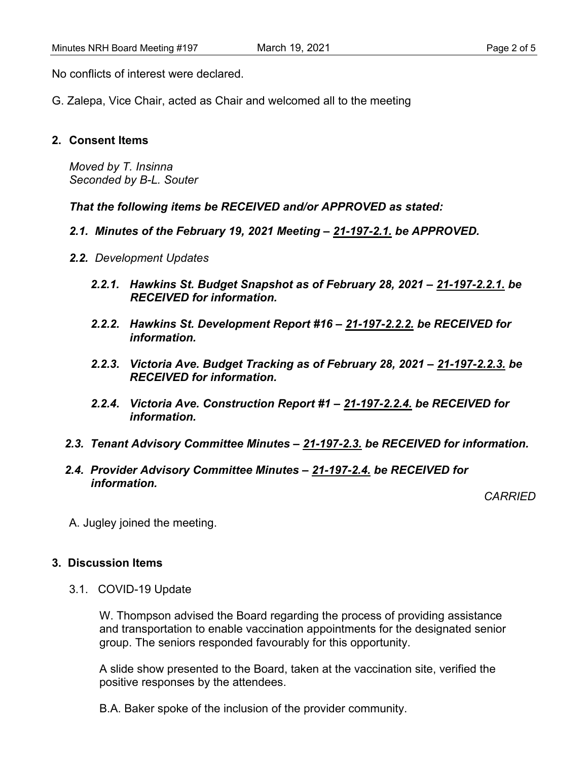No conflicts of interest were declared.

G. Zalepa, Vice Chair, acted as Chair and welcomed all to the meeting

## 2. Consent Items

*Moved by T. Insinna*
*Seconded by B-L. Souter*

***That the following items be RECEIVED and/or APPROVED as stated:***

***2.1. Minutes of the February 19, 2021 Meeting – 21-197-2.1. be APPROVED.***

***2.2.*** *Development Updates*

***2.2.1. Hawkins St. Budget Snapshot as of February 28, 2021 – 21-197-2.2.1. be RECEIVED for information.***

***2.2.2. Hawkins St. Development Report #16 – 21-197-2.2.2. be RECEIVED for information.***

***2.2.3. Victoria Ave. Budget Tracking as of February 28, 2021 – 21-197-2.2.3. be RECEIVED for information.***

***2.2.4. Victoria Ave. Construction Report #1 – 21-197-2.2.4. be RECEIVED for information.***

***2.3. Tenant Advisory Committee Minutes – 21-197-2.3. be RECEIVED for information.***

***2.4. Provider Advisory Committee Minutes – 21-197-2.4. be RECEIVED for information.***

*CARRIED*

A. Jugley joined the meeting.

## 3. Discussion Items

3.1. COVID-19 Update

W. Thompson advised the Board regarding the process of providing assistance and transportation to enable vaccination appointments for the designated senior group. The seniors responded favourably for this opportunity.

A slide show presented to the Board, taken at the vaccination site, verified the positive responses by the attendees.

B.A. Baker spoke of the inclusion of the provider community.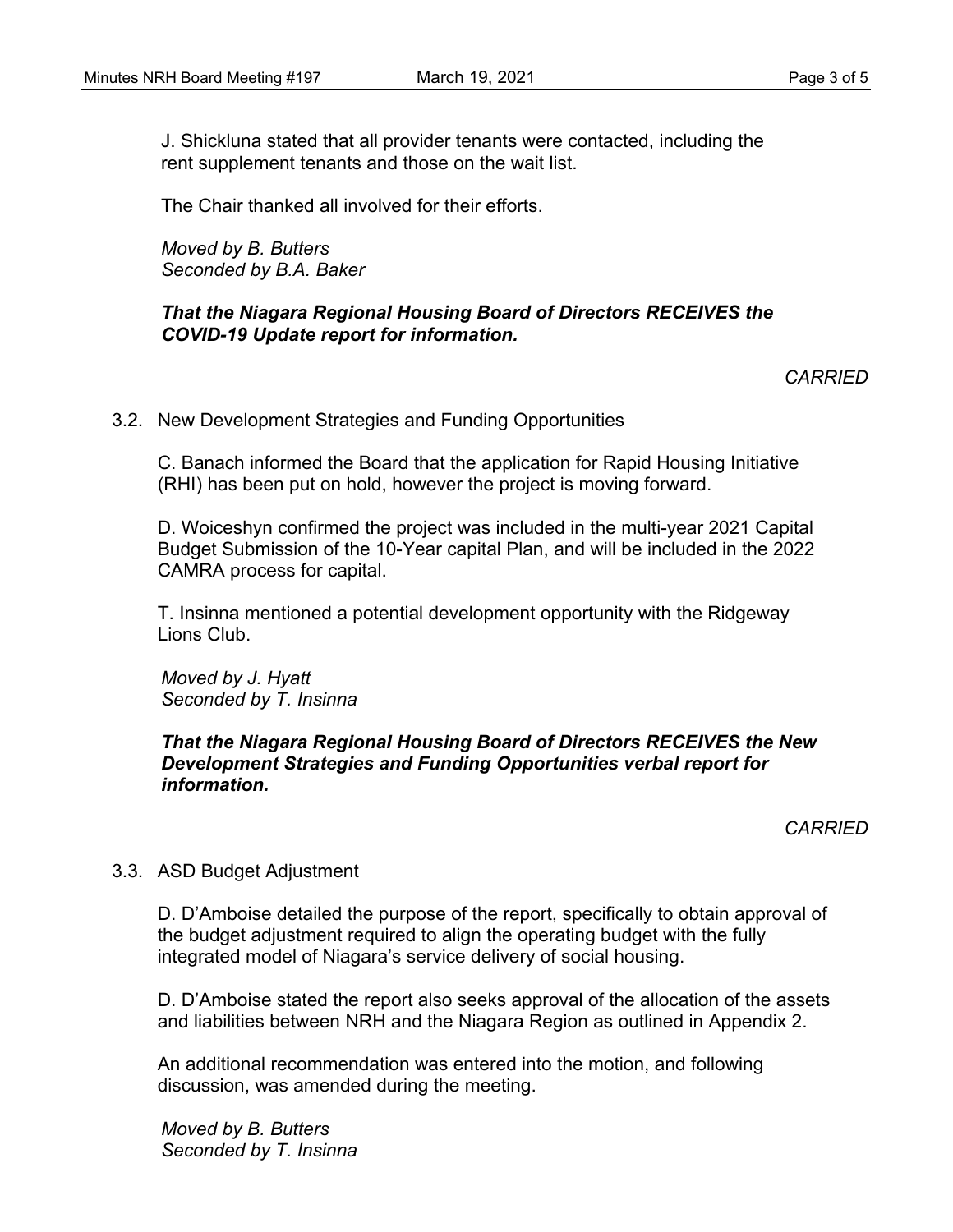J. Shickluna stated that all provider tenants were contacted, including the rent supplement tenants and those on the wait list.

The Chair thanked all involved for their efforts.

*Moved by B. Butters*
*Seconded by B.A. Baker*

***That the Niagara Regional Housing Board of Directors RECEIVES the COVID-19 Update report for information.***

*CARRIED*

3.2. New Development Strategies and Funding Opportunities

C. Banach informed the Board that the application for Rapid Housing Initiative (RHI) has been put on hold, however the project is moving forward.

D. Woiceshyn confirmed the project was included in the multi-year 2021 Capital Budget Submission of the 10-Year capital Plan, and will be included in the 2022 CAMRA process for capital.

T. Insinna mentioned a potential development opportunity with the Ridgeway Lions Club.

*Moved by J. Hyatt*
*Seconded by T. Insinna*

***That the Niagara Regional Housing Board of Directors RECEIVES the New Development Strategies and Funding Opportunities verbal report for information.***

*CARRIED*

3.3. ASD Budget Adjustment

D. D'Amboise detailed the purpose of the report, specifically to obtain approval of the budget adjustment required to align the operating budget with the fully integrated model of Niagara's service delivery of social housing.

D. D'Amboise stated the report also seeks approval of the allocation of the assets and liabilities between NRH and the Niagara Region as outlined in Appendix 2.

An additional recommendation was entered into the motion, and following discussion, was amended during the meeting.

*Moved by B. Butters*
*Seconded by T. Insinna*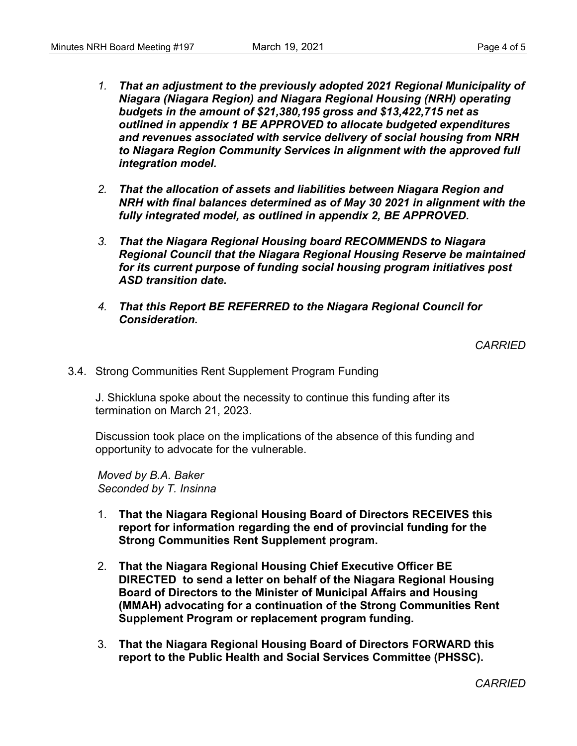1. ***That an adjustment to the previously adopted 2021 Regional Municipality of Niagara (Niagara Region) and Niagara Regional Housing (NRH) operating budgets in the amount of $21,380,195 gross and $13,422,715 net as outlined in appendix 1 BE APPROVED to allocate budgeted expenditures and revenues associated with service delivery of social housing from NRH to Niagara Region Community Services in alignment with the approved full integration model.***

2. ***That the allocation of assets and liabilities between Niagara Region and NRH with final balances determined as of May 30 2021 in alignment with the fully integrated model, as outlined in appendix 2, BE APPROVED.***

3. ***That the Niagara Regional Housing board RECOMMENDS to Niagara Regional Council that the Niagara Regional Housing Reserve be maintained for its current purpose of funding social housing program initiatives post ASD transition date.***

4. ***That this Report BE REFERRED to the Niagara Regional Council for Consideration.***

*CARRIED*

3.4. Strong Communities Rent Supplement Program Funding

J. Shickluna spoke about the necessity to continue this funding after its termination on March 21, 2023.

Discussion took place on the implications of the absence of this funding and opportunity to advocate for the vulnerable.

*Moved by B.A. Baker*
*Seconded by T. Insinna*

1. **That the Niagara Regional Housing Board of Directors RECEIVES this report for information regarding the end of provincial funding for the Strong Communities Rent Supplement program.**

2. **That the Niagara Regional Housing Chief Executive Officer BE DIRECTED to send a letter on behalf of the Niagara Regional Housing Board of Directors to the Minister of Municipal Affairs and Housing (MMAH) advocating for a continuation of the Strong Communities Rent Supplement Program or replacement program funding.**

3. **That the Niagara Regional Housing Board of Directors FORWARD this report to the Public Health and Social Services Committee (PHSSC).**

*CARRIED*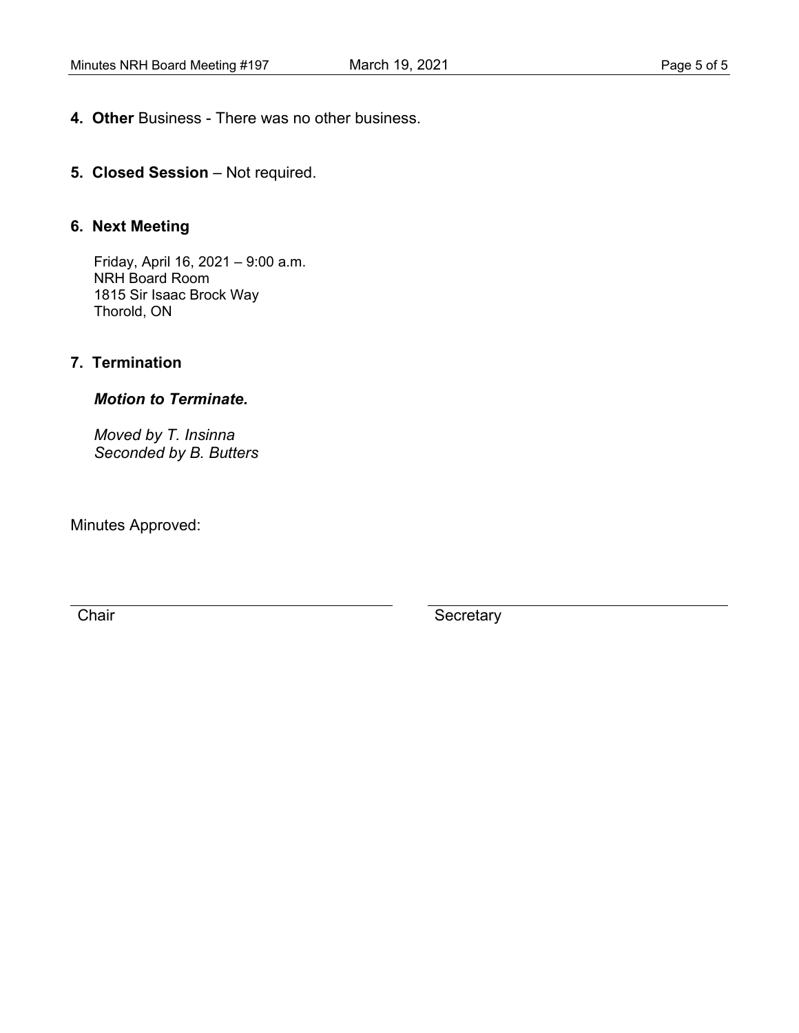**4. Other** Business - There was no other business.

**5. Closed Session** – Not required.

**6. Next Meeting**

Friday, April 16, 2021 – 9:00 a.m.
NRH Board Room
1815 Sir Isaac Brock Way
Thorold, ON

**7. Termination**

***Motion to Terminate.***

*Moved by T. Insinna*
*Seconded by B. Butters*

Minutes Approved:

\_\_\_\_\_\_\_\_\_\_\_\_\_\_\_\_\_\_\_\_\_\_\_\_\_\_\_\_\_\_\_\_
Chair

\_\_\_\_\_\_\_\_\_\_\_\_\_\_\_\_\_\_\_\_\_\_\_\_\_\_\_\_\_\_\_\_
Secretary